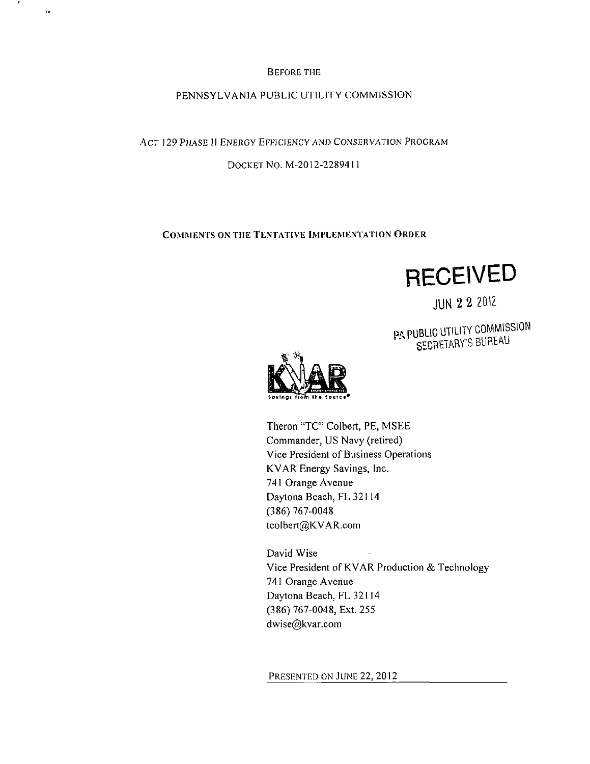BEFORE THE

PENNSYLVANIA PUBLIC UTILITY COMMISSION

ACT 129 PHASE II ENERGY EFFICIENCY AND CONSERVATION PROGRAM

DOCKET NO. M-2012-2289411

**COMMENTS ON THE TENTATIVE IMPLEMENTATION ORDER**

RECEIVED

JUN 22 2012

PA PUBLIC UTILITY COMMISSION
SECRETARY'S BUREAU

KVAR
Savings from the Source®

Theron "TC" Colbert, PE, MSEE
Commander, US Navy (retired)
Vice President of Business Operations
KVAR Energy Savings, Inc.
741 Orange Avenue
Daytona Beach, FL 32114
(386) 767-0048
tcolbert@KVAR.com

David Wise
Vice President of KVAR Production & Technology
741 Orange Avenue
Daytona Beach, FL 32114
(386) 767-0048, Ext. 255
dwise@kvar.com

PRESENTED ON JUNE 22, 2012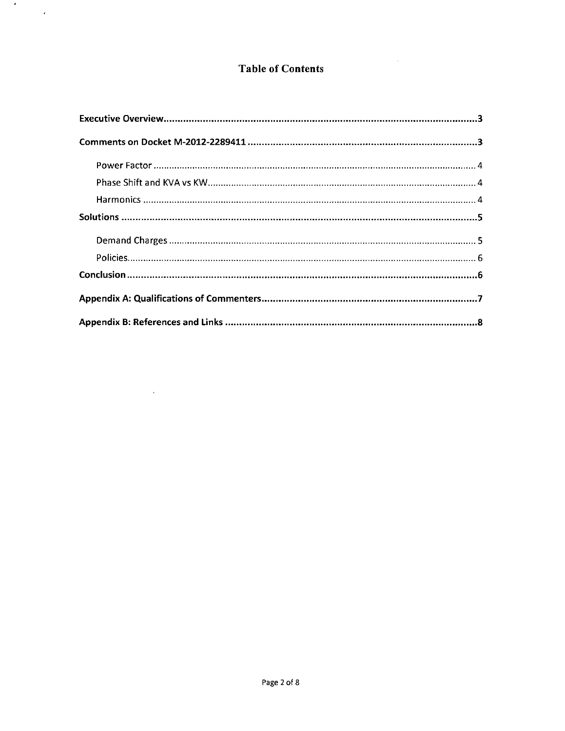# Table of Contents

**Executive Overview** .......... **3**

**Comments on Docket M-2012-2289411** .......... **3**

- Power Factor .......... 4
- Phase Shift and KVA vs KW .......... 4
- Harmonics .......... 4

**Solutions** .......... **5**

- Demand Charges .......... 5
- Policies .......... 6

**Conclusion** .......... **6**

**Appendix A: Qualifications of Commenters** .......... **7**

**Appendix B: References and Links** .......... **8**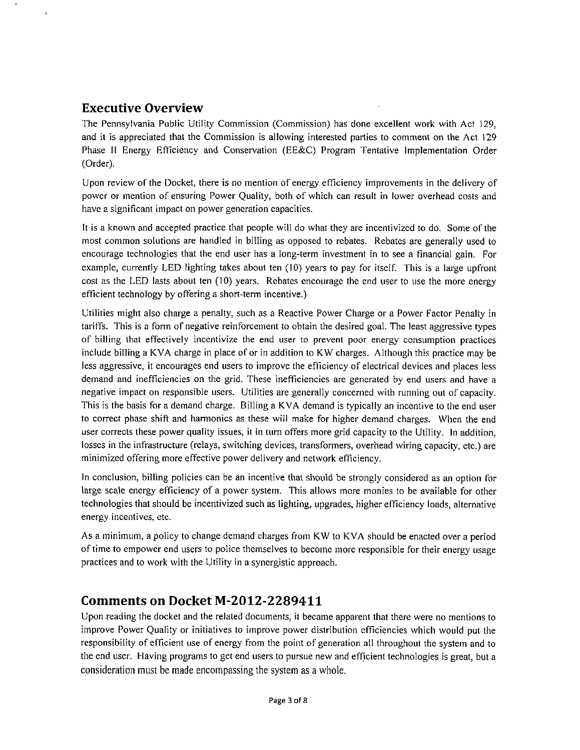## Executive Overview

The Pennsylvania Public Utility Commission (Commission) has done excellent work with Act 129, and it is appreciated that the Commission is allowing interested parties to comment on the Act 129 Phase II Energy Efficiency and Conservation (EE&C) Program Tentative Implementation Order (Order).

Upon review of the Docket, there is no mention of energy efficiency improvements in the delivery of power or mention of ensuring Power Quality, both of which can result in lower overhead costs and have a significant impact on power generation capacities.

It is a known and accepted practice that people will do what they are incentivized to do. Some of the most common solutions are handled in billing as opposed to rebates. Rebates are generally used to encourage technologies that the end user has a long-term investment in to see a financial gain. For example, currently LED lighting takes about ten (10) years to pay for itself. This is a large upfront cost as the LED lasts about ten (10) years. Rebates encourage the end user to use the more energy efficient technology by offering a short-term incentive.)

Utilities might also charge a penalty, such as a Reactive Power Charge or a Power Factor Penalty in tariffs. This is a form of negative reinforcement to obtain the desired goal. The least aggressive types of billing that effectively incentivize the end user to prevent poor energy consumption practices include billing a KVA charge in place of or in addition to KW charges. Although this practice may be less aggressive, it encourages end users to improve the efficiency of electrical devices and places less demand and inefficiencies on the grid. These inefficiencies are generated by end users and have a negative impact on responsible users. Utilities are generally concerned with running out of capacity. This is the basis for a demand charge. Billing a KVA demand is typically an incentive to the end user to correct phase shift and harmonics as these will make for higher demand charges. When the end user corrects these power quality issues, it in turn offers more grid capacity to the Utility. In addition, losses in the infrastructure (relays, switching devices, transformers, overhead wiring capacity, etc.) are minimized offering more effective power delivery and network efficiency.

In conclusion, billing policies can be an incentive that should be strongly considered as an option for large scale energy efficiency of a power system. This allows more monies to be available for other technologies that should be incentivized such as lighting, upgrades, higher efficiency loads, alternative energy incentives, etc.

As a minimum, a policy to change demand charges from KW to KVA should be enacted over a period of time to empower end users to police themselves to become more responsible for their energy usage practices and to work with the Utility in a synergistic approach.

## Comments on Docket M-2012-2289411

Upon reading the docket and the related documents, it became apparent that there were no mentions to improve Power Quality or initiatives to improve power distribution efficiencies which would put the responsibility of efficient use of energy from the point of generation all throughout the system and to the end user. Having programs to get end users to pursue new and efficient technologies is great, but a consideration must be made encompassing the system as a whole.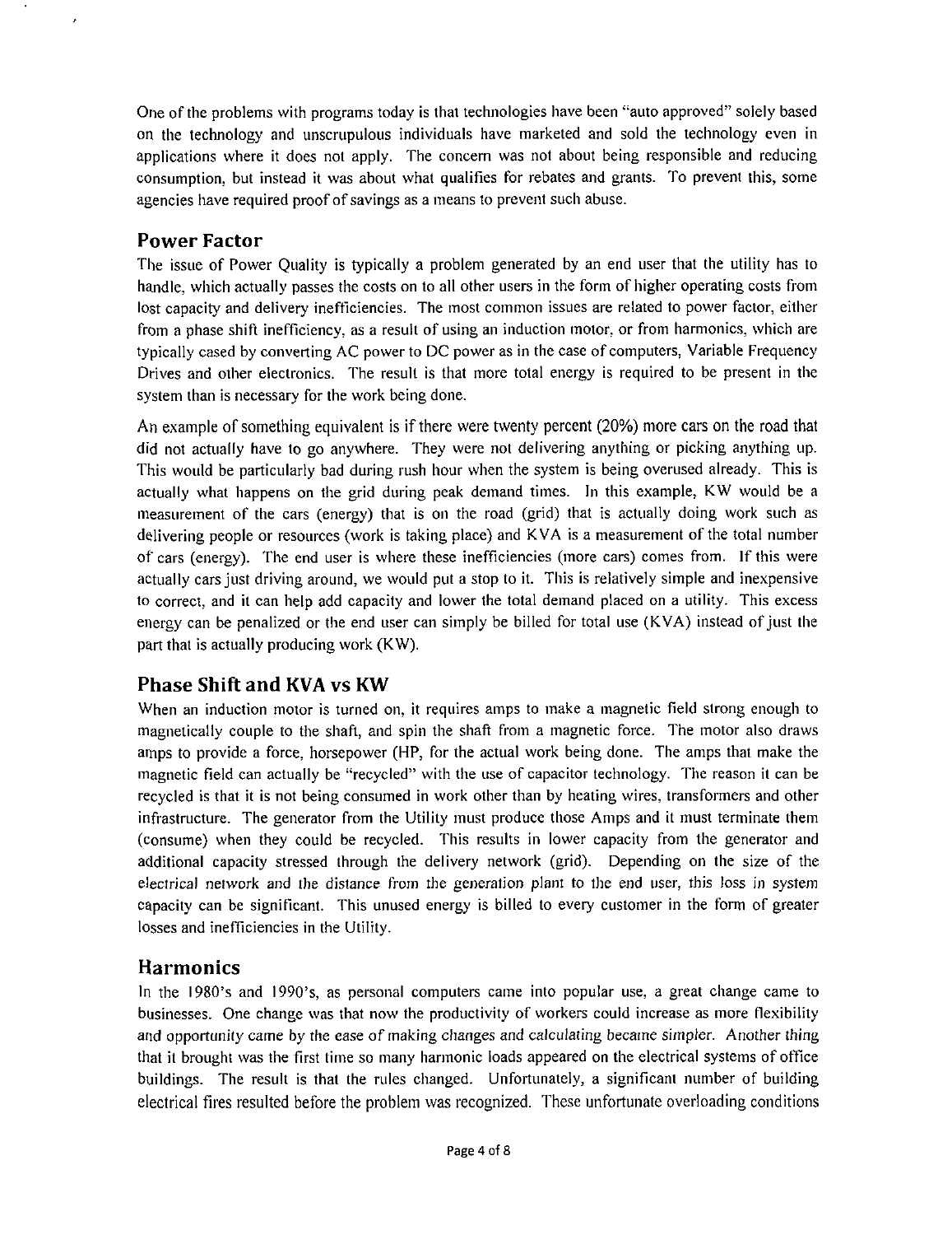One of the problems with programs today is that technologies have been "auto approved" solely based on the technology and unscrupulous individuals have marketed and sold the technology even in applications where it does not apply. The concern was not about being responsible and reducing consumption, but instead it was about what qualifies for rebates and grants. To prevent this, some agencies have required proof of savings as a means to prevent such abuse.

## Power Factor

The issue of Power Quality is typically a problem generated by an end user that the utility has to handle, which actually passes the costs on to all other users in the form of higher operating costs from lost capacity and delivery inefficiencies. The most common issues are related to power factor, either from a phase shift inefficiency, as a result of using an induction motor, or from harmonics, which are typically cased by converting AC power to DC power as in the case of computers, Variable Frequency Drives and other electronics. The result is that more total energy is required to be present in the system than is necessary for the work being done.

An example of something equivalent is if there were twenty percent (20%) more cars on the road that did not actually have to go anywhere. They were not delivering anything or picking anything up. This would be particularly bad during rush hour when the system is being overused already. This is actually what happens on the grid during peak demand times. In this example, KW would be a measurement of the cars (energy) that is on the road (grid) that is actually doing work such as delivering people or resources (work is taking place) and KVA is a measurement of the total number of cars (energy). The end user is where these inefficiencies (more cars) comes from. If this were actually cars just driving around, we would put a stop to it. This is relatively simple and inexpensive to correct, and it can help add capacity and lower the total demand placed on a utility. This excess energy can be penalized or the end user can simply be billed for total use (KVA) instead of just the part that is actually producing work (KW).

## Phase Shift and KVA vs KW

When an induction motor is turned on, it requires amps to make a magnetic field strong enough to magnetically couple to the shaft, and spin the shaft from a magnetic force. The motor also draws amps to provide a force, horsepower (HP, for the actual work being done. The amps that make the magnetic field can actually be "recycled" with the use of capacitor technology. The reason it can be recycled is that it is not being consumed in work other than by heating wires, transformers and other infrastructure. The generator from the Utility must produce those Amps and it must terminate them (consume) when they could be recycled. This results in lower capacity from the generator and additional capacity stressed through the delivery network (grid). Depending on the size of the electrical network and the distance from the generation plant to the end user, this loss in system capacity can be significant. This unused energy is billed to every customer in the form of greater losses and inefficiencies in the Utility.

## Harmonics

In the 1980's and 1990's, as personal computers came into popular use, a great change came to businesses. One change was that now the productivity of workers could increase as more flexibility and opportunity came by the ease of making changes and calculating became simpler. Another thing that it brought was the first time so many harmonic loads appeared on the electrical systems of office buildings. The result is that the rules changed. Unfortunately, a significant number of building electrical fires resulted before the problem was recognized. These unfortunate overloading conditions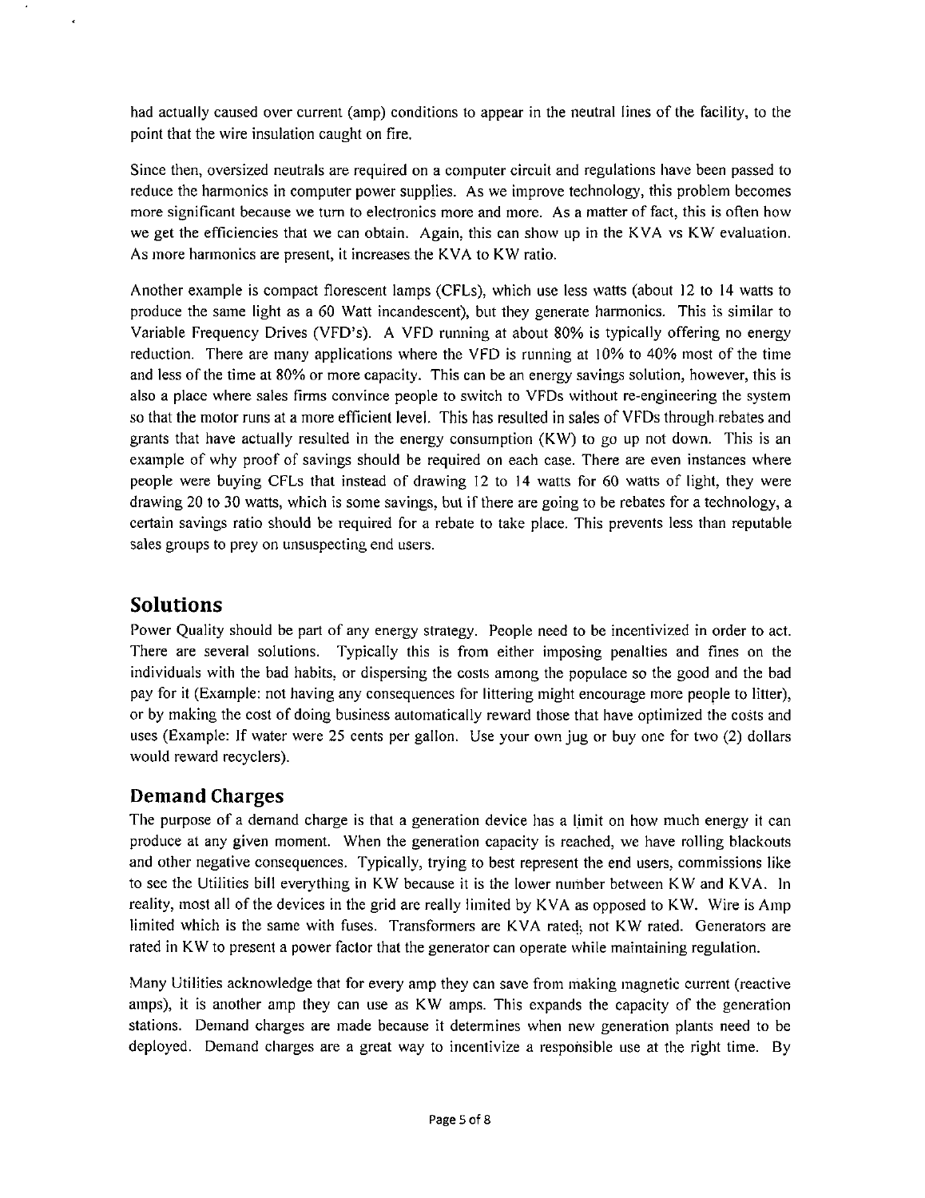had actually caused over current (amp) conditions to appear in the neutral lines of the facility, to the point that the wire insulation caught on fire.

Since then, oversized neutrals are required on a computer circuit and regulations have been passed to reduce the harmonics in computer power supplies. As we improve technology, this problem becomes more significant because we turn to electronics more and more. As a matter of fact, this is often how we get the efficiencies that we can obtain. Again, this can show up in the KVA vs KW evaluation. As more harmonics are present, it increases the KVA to KW ratio.

Another example is compact florescent lamps (CFLs), which use less watts (about 12 to 14 watts to produce the same light as a 60 Watt incandescent), but they generate harmonics. This is similar to Variable Frequency Drives (VFD's). A VFD running at about 80% is typically offering no energy reduction. There are many applications where the VFD is running at 10% to 40% most of the time and less of the time at 80% or more capacity. This can be an energy savings solution, however, this is also a place where sales firms convince people to switch to VFDs without re-engineering the system so that the motor runs at a more efficient level. This has resulted in sales of VFDs through rebates and grants that have actually resulted in the energy consumption (KW) to go up not down. This is an example of why proof of savings should be required on each case. There are even instances where people were buying CFLs that instead of drawing 12 to 14 watts for 60 watts of light, they were drawing 20 to 30 watts, which is some savings, but if there are going to be rebates for a technology, a certain savings ratio should be required for a rebate to take place. This prevents less than reputable sales groups to prey on unsuspecting end users.

## Solutions

Power Quality should be part of any energy strategy. People need to be incentivized in order to act. There are several solutions. Typically this is from either imposing penalties and fines on the individuals with the bad habits, or dispersing the costs among the populace so the good and the bad pay for it (Example: not having any consequences for littering might encourage more people to litter), or by making the cost of doing business automatically reward those that have optimized the costs and uses (Example: If water were 25 cents per gallon. Use your own jug or buy one for two (2) dollars would reward recyclers).

### Demand Charges

The purpose of a demand charge is that a generation device has a limit on how much energy it can produce at any given moment. When the generation capacity is reached, we have rolling blackouts and other negative consequences. Typically, trying to best represent the end users, commissions like to see the Utilities bill everything in KW because it is the lower number between KW and KVA. In reality, most all of the devices in the grid are really limited by KVA as opposed to KW. Wire is Amp limited which is the same with fuses. Transformers are KVA rated, not KW rated. Generators are rated in KW to present a power factor that the generator can operate while maintaining regulation.

Many Utilities acknowledge that for every amp they can save from making magnetic current (reactive amps), it is another amp they can use as KW amps. This expands the capacity of the generation stations. Demand charges are made because it determines when new generation plants need to be deployed. Demand charges are a great way to incentivize a responsible use at the right time. By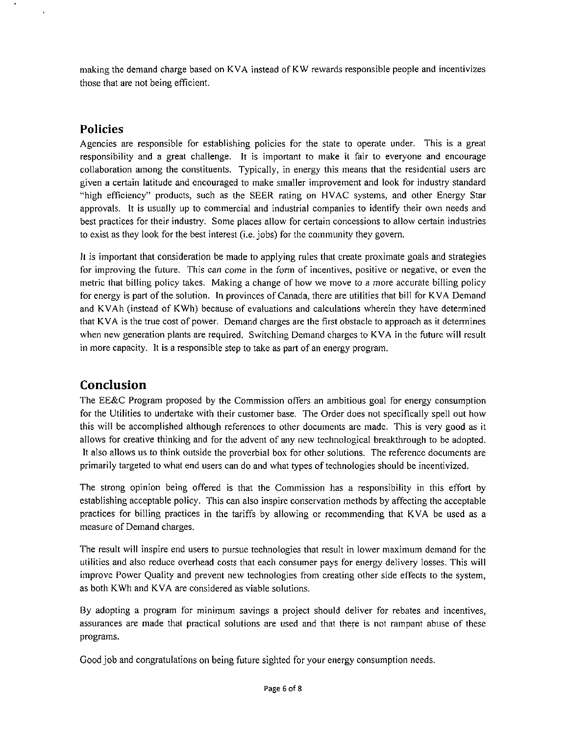making the demand charge based on KVA instead of KW rewards responsible people and incentivizes those that are not being efficient.

## Policies

Agencies are responsible for establishing policies for the state to operate under. This is a great responsibility and a great challenge. It is important to make it fair to everyone and encourage collaboration among the constituents. Typically, in energy this means that the residential users are given a certain latitude and encouraged to make smaller improvement and look for industry standard "high efficiency" products, such as the SEER rating on HVAC systems, and other Energy Star approvals. It is usually up to commercial and industrial companies to identify their own needs and best practices for their industry. Some places allow for certain concessions to allow certain industries to exist as they look for the best interest (i.e. jobs) for the community they govern.

It is important that consideration be made to applying rules that create proximate goals and strategies for improving the future. This can come in the form of incentives, positive or negative, or even the metric that billing policy takes. Making a change of how we move to a more accurate billing policy for energy is part of the solution. In provinces of Canada, there are utilities that bill for KVA Demand and KVAh (instead of KWh) because of evaluations and calculations wherein they have determined that KVA is the true cost of power. Demand charges are the first obstacle to approach as it determines when new generation plants are required. Switching Demand charges to KVA in the future will result in more capacity. It is a responsible step to take as part of an energy program.

## Conclusion

The EE&C Program proposed by the Commission offers an ambitious goal for energy consumption for the Utilities to undertake with their customer base. The Order does not specifically spell out how this will be accomplished although references to other documents are made. This is very good as it allows for creative thinking and for the advent of any new technological breakthrough to be adopted. It also allows us to think outside the proverbial box for other solutions. The reference documents are primarily targeted to what end users can do and what types of technologies should be incentivized.

The strong opinion being offered is that the Commission has a responsibility in this effort by establishing acceptable policy. This can also inspire conservation methods by affecting the acceptable practices for billing practices in the tariffs by allowing or recommending that KVA be used as a measure of Demand charges.

The result will inspire end users to pursue technologies that result in lower maximum demand for the utilities and also reduce overhead costs that each consumer pays for energy delivery losses. This will improve Power Quality and prevent new technologies from creating other side effects to the system, as both KWh and KVA are considered as viable solutions.

By adopting a program for minimum savings a project should deliver for rebates and incentives, assurances are made that practical solutions are used and that there is not rampant abuse of these programs.

Good job and congratulations on being future sighted for your energy consumption needs.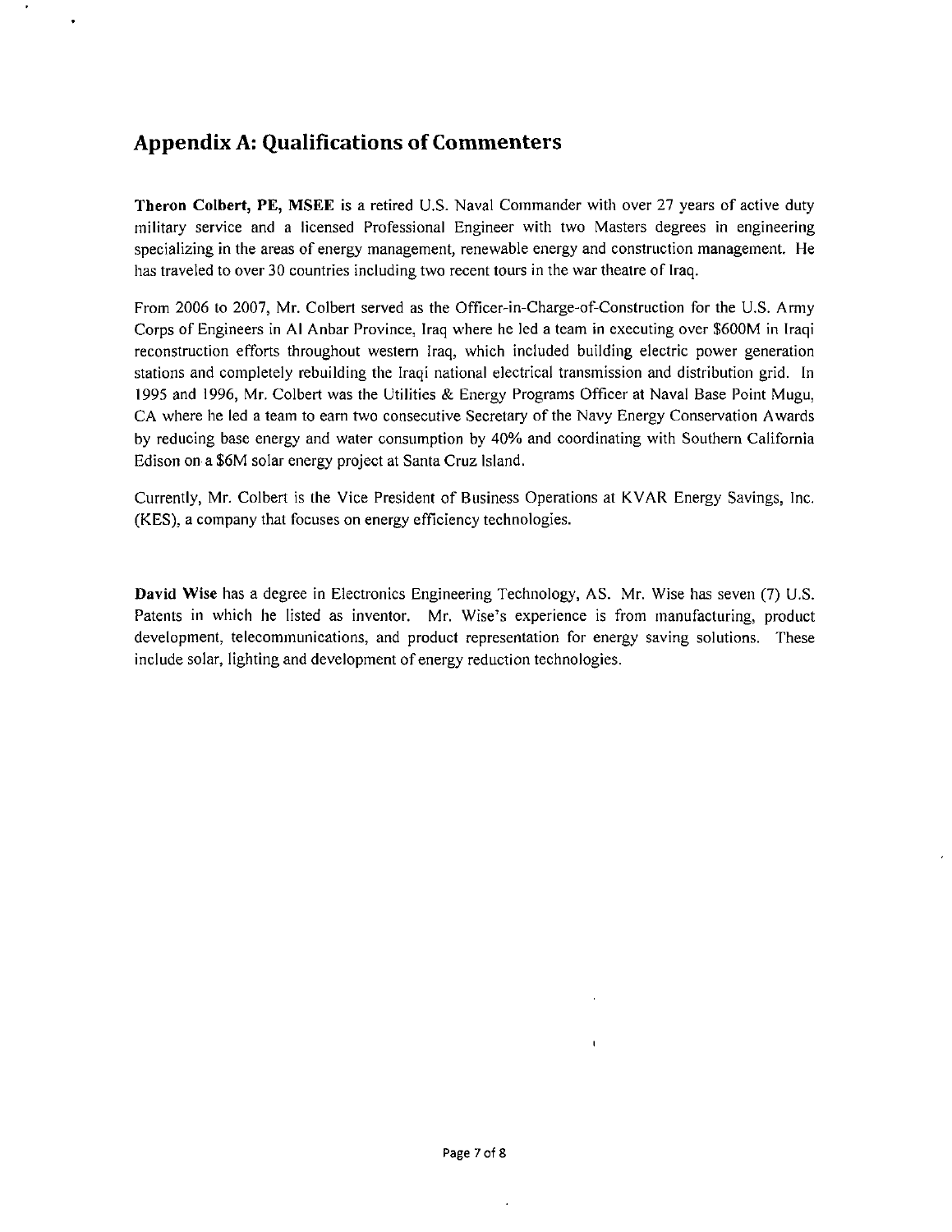## Appendix A: Qualifications of Commenters

**Theron Colbert, PE, MSEE** is a retired U.S. Naval Commander with over 27 years of active duty military service and a licensed Professional Engineer with two Masters degrees in engineering specializing in the areas of energy management, renewable energy and construction management. He has traveled to over 30 countries including two recent tours in the war theatre of Iraq.

From 2006 to 2007, Mr. Colbert served as the Officer-in-Charge-of-Construction for the U.S. Army Corps of Engineers in Al Anbar Province, Iraq where he led a team in executing over $600M in Iraqi reconstruction efforts throughout western Iraq, which included building electric power generation stations and completely rebuilding the Iraqi national electrical transmission and distribution grid. In 1995 and 1996, Mr. Colbert was the Utilities & Energy Programs Officer at Naval Base Point Mugu, CA where he led a team to earn two consecutive Secretary of the Navy Energy Conservation Awards by reducing base energy and water consumption by 40% and coordinating with Southern California Edison on a $6M solar energy project at Santa Cruz Island.

Currently, Mr. Colbert is the Vice President of Business Operations at KVAR Energy Savings, Inc. (KES), a company that focuses on energy efficiency technologies.

**David Wise** has a degree in Electronics Engineering Technology, AS. Mr. Wise has seven (7) U.S. Patents in which he listed as inventor. Mr. Wise's experience is from manufacturing, product development, telecommunications, and product representation for energy saving solutions. These include solar, lighting and development of energy reduction technologies.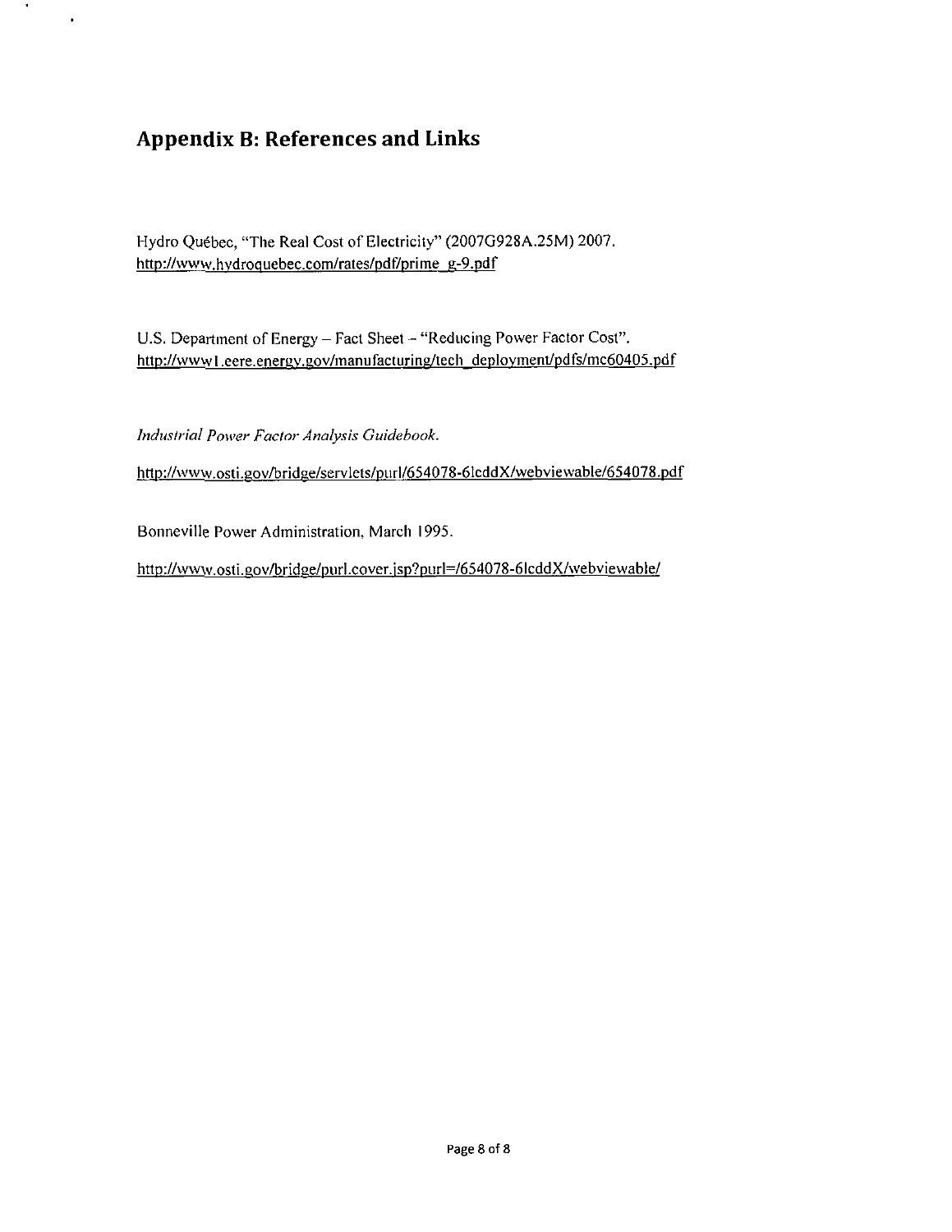## Appendix B: References and Links

Hydro Québec, "The Real Cost of Electricity" (2007G928A.25M) 2007.
http://www.hydroquebec.com/rates/pdf/prime_g-9.pdf

U.S. Department of Energy – Fact Sheet – "Reducing Power Factor Cost".
http://www1.eere.energy.gov/manufacturing/tech_deployment/pdfs/mc60405.pdf

*Industrial Power Factor Analysis Guidebook.*

http://www.osti.gov/bridge/servlets/purl/654078-6lcddX/webviewable/654078.pdf

Bonneville Power Administration, March 1995.

http://www.osti.gov/bridge/purl.cover.jsp?purl=/654078-6lcddX/webviewable/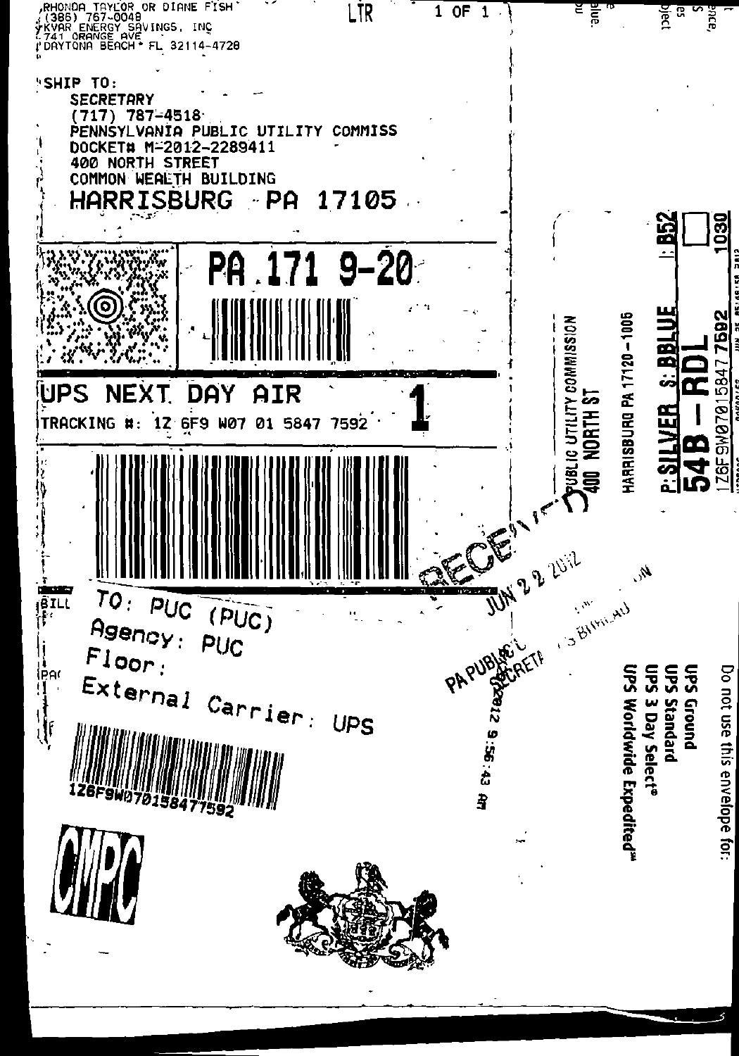RHONDA TAYLOR OR DIANE FISH
(386) 767-0048
KVAR ENERGY SAVINGS, INC
741 ORANGE AVE
DAYTONA BEACH FL 32114-4728

LTR 1 OF 1

SHIP TO:
SECRETARY
(717) 787-4518
PENNSYLVANIA PUBLIC UTILITY COMMISS
DOCKET# M-2012-2289411
400 NORTH STREET
COMMON WEALTH BUILDING
HARRISBURG PA 17105

PA 171 9-20

UPS NEXT DAY AIR 1
TRACKING #: 1Z 6F9 W07 01 5847 7592

BILL

TO: PUC (PUC)
Agency: PUC
Floor:
External Carrier: UPS

1Z6F9W07015847759​2

CMPC

RECEIVED
JUN 22 2012
PA PUBLIC UTILITY COMMISSION
SECRETARY'S BUREAU

2012 9:56:43 AM

PUBLIC UTILITY COMMISSION
400 NORTH ST
HARRISBURG PA 17120-1006

P:SILVER S:BBLUE L:B52
54B - RDL
1030
1Z6F9W07015847 7592

Do not use this envelope for:
UPS Ground
UPS Standard
UPS 3 Day Select®
UPS Worldwide Expedited℠